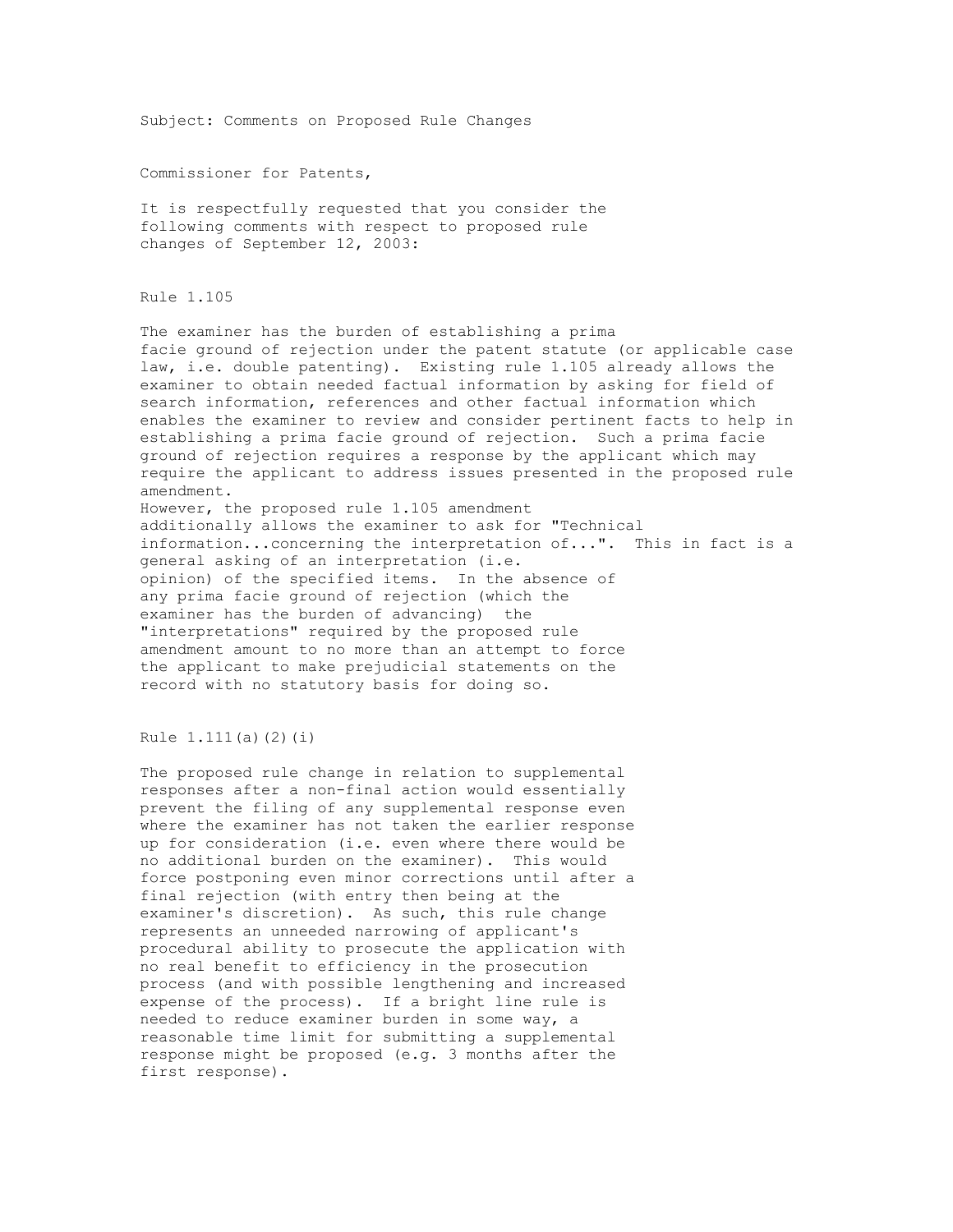Subject: Comments on Proposed Rule Changes

Commissioner for Patents,

It is respectfully requested that you consider the following comments with respect to proposed rule changes of September 12, 2003:

## Rule 1.105

The examiner has the burden of establishing a prima facie ground of rejection under the patent statute (or applicable case law, i.e. double patenting). Existing rule 1.105 already allows the examiner to obtain needed factual information by asking for field of search information, references and other factual information which enables the examiner to review and consider pertinent facts to help in establishing a prima facie ground of rejection. Such a prima facie ground of rejection requires a response by the applicant which may require the applicant to address issues presented in the proposed rule amendment.

However, the proposed rule 1.105 amendment additionally allows the examiner to ask for "Technical information...concerning the interpretation of...". This in fact is a general asking of an interpretation (i.e. opinion) of the specified items. In the absence of any prima facie ground of rejection (which the examiner has the burden of advancing) the "interpretations" required by the proposed rule amendment amount to no more than an attempt to force the applicant to make prejudicial statements on the record with no statutory basis for doing so.

## Rule 1.111(a)(2)(i)

The proposed rule change in relation to supplemental responses after a non-final action would essentially prevent the filing of any supplemental response even where the examiner has not taken the earlier response up for consideration (i.e. even where there would be no additional burden on the examiner). This would force postponing even minor corrections until after a final rejection (with entry then being at the examiner's discretion). As such, this rule change represents an unneeded narrowing of applicant's procedural ability to prosecute the application with no real benefit to efficiency in the prosecution process (and with possible lengthening and increased expense of the process). If a bright line rule is needed to reduce examiner burden in some way, a reasonable time limit for submitting a supplemental response might be proposed (e.g. 3 months after the first response).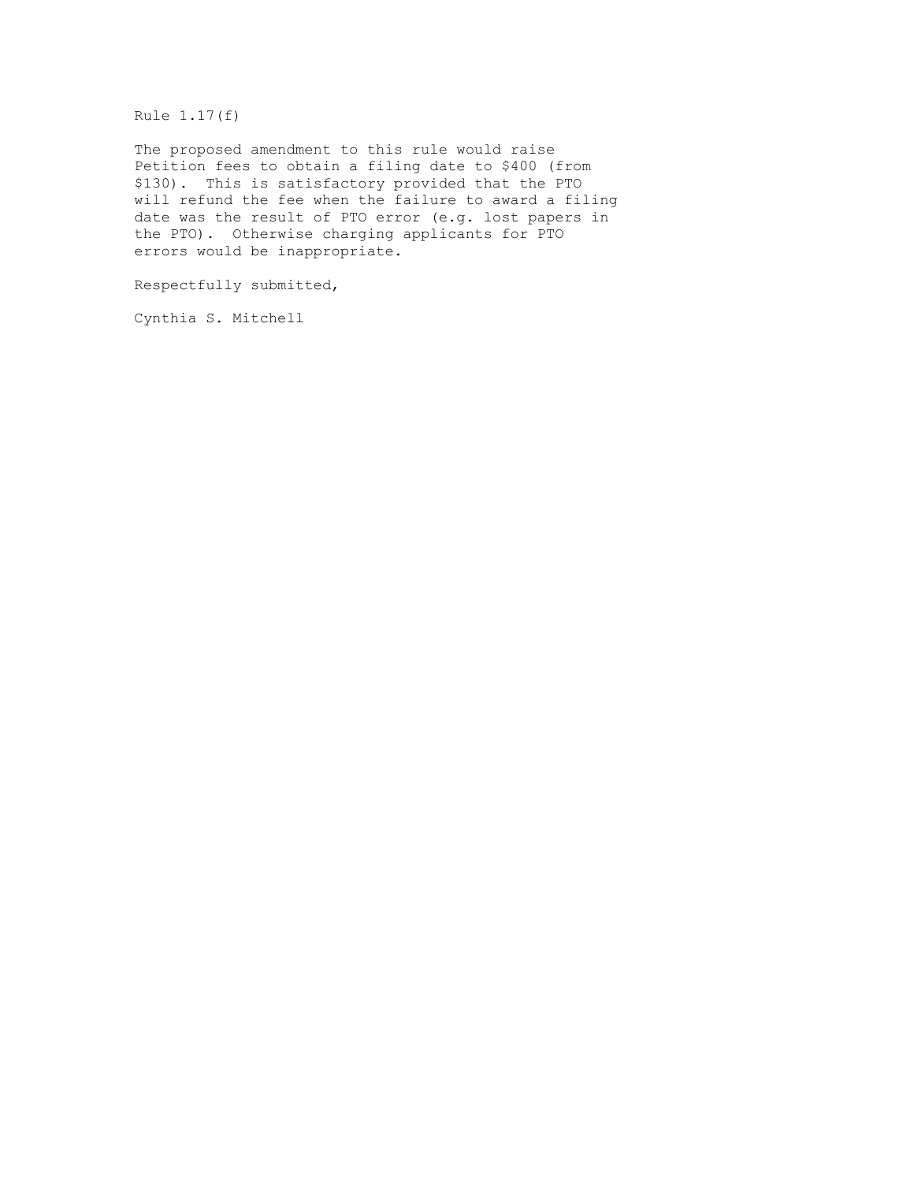Rule 1.17(f)

The proposed amendment to this rule would raise Petition fees to obtain a filing date to $400 (from $130). This is satisfactory provided that the PTO will refund the fee when the failure to award a filing date was the result of PTO error (e.g. lost papers in the PTO). Otherwise charging applicants for PTO errors would be inappropriate.

Respectfully submitted,

Cynthia S. Mitchell